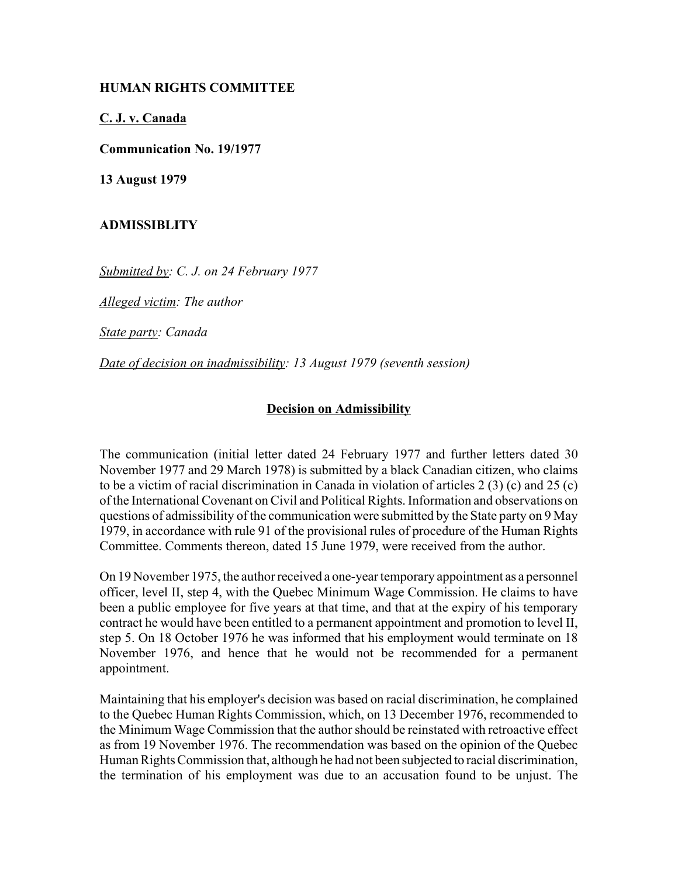**HUMAN RIGHTS COMMITTEE**

**C. J. v. Canada**

**Communication No. 19/1977**

**13 August 1979**

**ADMISSIBLITY**

*Submitted by: C. J. on 24 February 1977*

*Alleged victim: The author*

*State party: Canada*

*Date of decision on inadmissibility: 13 August 1979 (seventh session)*

**Decision on Admissibility**

The communication (initial letter dated 24 February 1977 and further letters dated 30 November 1977 and 29 March 1978) is submitted by a black Canadian citizen, who claims to be a victim of racial discrimination in Canada in violation of articles 2 (3) (c) and 25 (c) of the International Covenant on Civil and Political Rights. Information and observations on questions of admissibility of the communication were submitted by the State party on 9 May 1979, in accordance with rule 91 of the provisional rules of procedure of the Human Rights Committee. Comments thereon, dated 15 June 1979, were received from the author.

On 19 November 1975, the author received a one-year temporary appointment as a personnel officer, level II, step 4, with the Quebec Minimum Wage Commission. He claims to have been a public employee for five years at that time, and that at the expiry of his temporary contract he would have been entitled to a permanent appointment and promotion to level II, step 5. On 18 October 1976 he was informed that his employment would terminate on 18 November 1976, and hence that he would not be recommended for a permanent appointment.

Maintaining that his employer's decision was based on racial discrimination, he complained to the Quebec Human Rights Commission, which, on 13 December 1976, recommended to the Minimum Wage Commission that the author should be reinstated with retroactive effect as from 19 November 1976. The recommendation was based on the opinion of the Quebec Human Rights Commission that, although he had not been subjected to racial discrimination, the termination of his employment was due to an accusation found to be unjust. The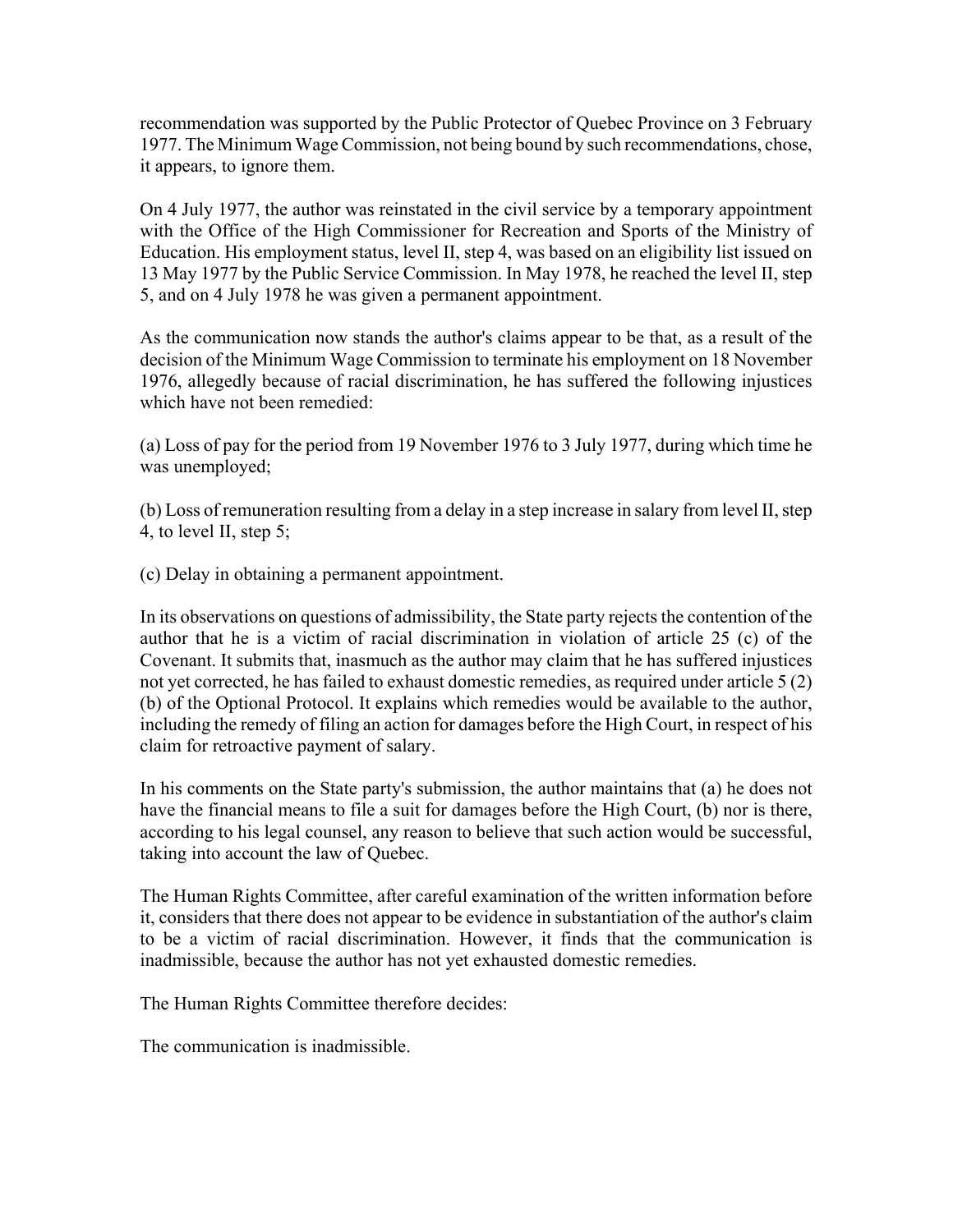recommendation was supported by the Public Protector of Quebec Province on 3 February 1977. The Minimum Wage Commission, not being bound by such recommendations, chose, it appears, to ignore them.

On 4 July 1977, the author was reinstated in the civil service by a temporary appointment with the Office of the High Commissioner for Recreation and Sports of the Ministry of Education. His employment status, level II, step 4, was based on an eligibility list issued on 13 May 1977 by the Public Service Commission. In May 1978, he reached the level II, step 5, and on 4 July 1978 he was given a permanent appointment.

As the communication now stands the author's claims appear to be that, as a result of the decision of the Minimum Wage Commission to terminate his employment on 18 November 1976, allegedly because of racial discrimination, he has suffered the following injustices which have not been remedied:

(a) Loss of pay for the period from 19 November 1976 to 3 July 1977, during which time he was unemployed;

(b) Loss of remuneration resulting from a delay in a step increase in salary from level II, step 4, to level II, step 5;

(c) Delay in obtaining a permanent appointment.

In its observations on questions of admissibility, the State party rejects the contention of the author that he is a victim of racial discrimination in violation of article 25 (c) of the Covenant. It submits that, inasmuch as the author may claim that he has suffered injustices not yet corrected, he has failed to exhaust domestic remedies, as required under article 5 (2) (b) of the Optional Protocol. It explains which remedies would be available to the author, including the remedy of filing an action for damages before the High Court, in respect of his claim for retroactive payment of salary.

In his comments on the State party's submission, the author maintains that (a) he does not have the financial means to file a suit for damages before the High Court, (b) nor is there, according to his legal counsel, any reason to believe that such action would be successful, taking into account the law of Quebec.

The Human Rights Committee, after careful examination of the written information before it, considers that there does not appear to be evidence in substantiation of the author's claim to be a victim of racial discrimination. However, it finds that the communication is inadmissible, because the author has not yet exhausted domestic remedies.

The Human Rights Committee therefore decides:

The communication is inadmissible.